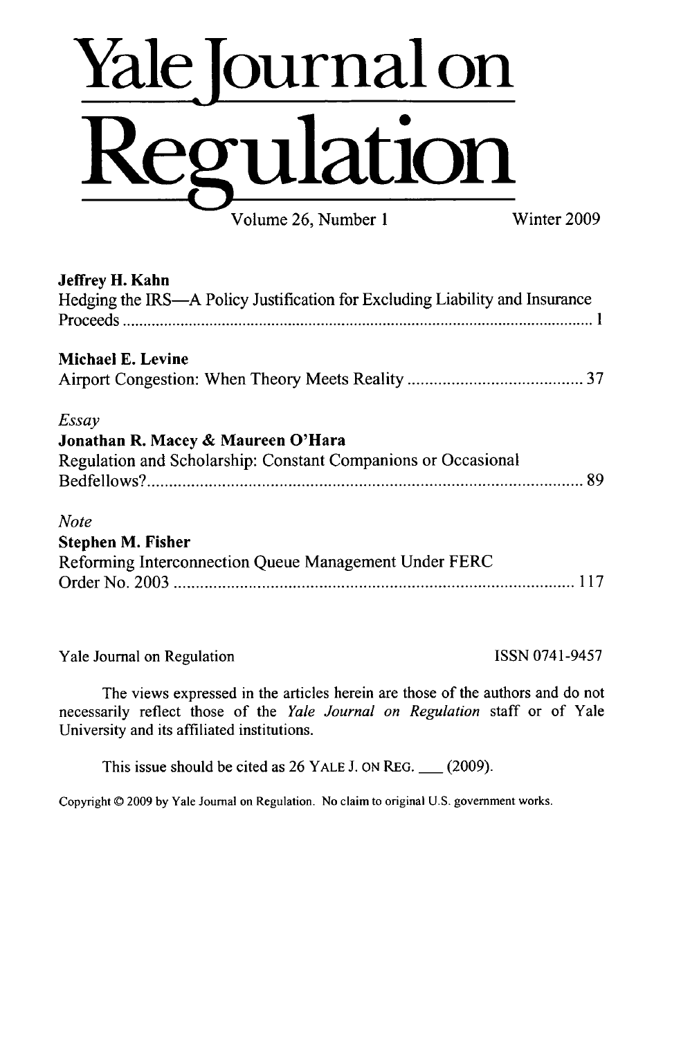# Yale Journal on Regulation

Volume 26, Number 1 Winter 2009

**Jeffrey H. Kahn**
Hedging the IRS—A Policy Justification for Excluding Liability and Insurance Proceeds ........................................ 1

**Michael E. Levine**
Airport Congestion: When Theory Meets Reality ........................................ 37

*Essay*
**Jonathan R. Macey & Maureen O'Hara**
Regulation and Scholarship: Constant Companions or Occasional Bedfellows? ........................................ 89

*Note*
**Stephen M. Fisher**
Reforming Interconnection Queue Management Under FERC Order No. 2003 ........................................ 117

Yale Journal on Regulation ISSN 0741-9457

The views expressed in the articles herein are those of the authors and do not necessarily reflect those of the *Yale Journal on Regulation* staff or of Yale University and its affiliated institutions.

This issue should be cited as 26 YALE J. ON REG. ___ (2009).

Copyright © 2009 by Yale Journal on Regulation. No claim to original U.S. government works.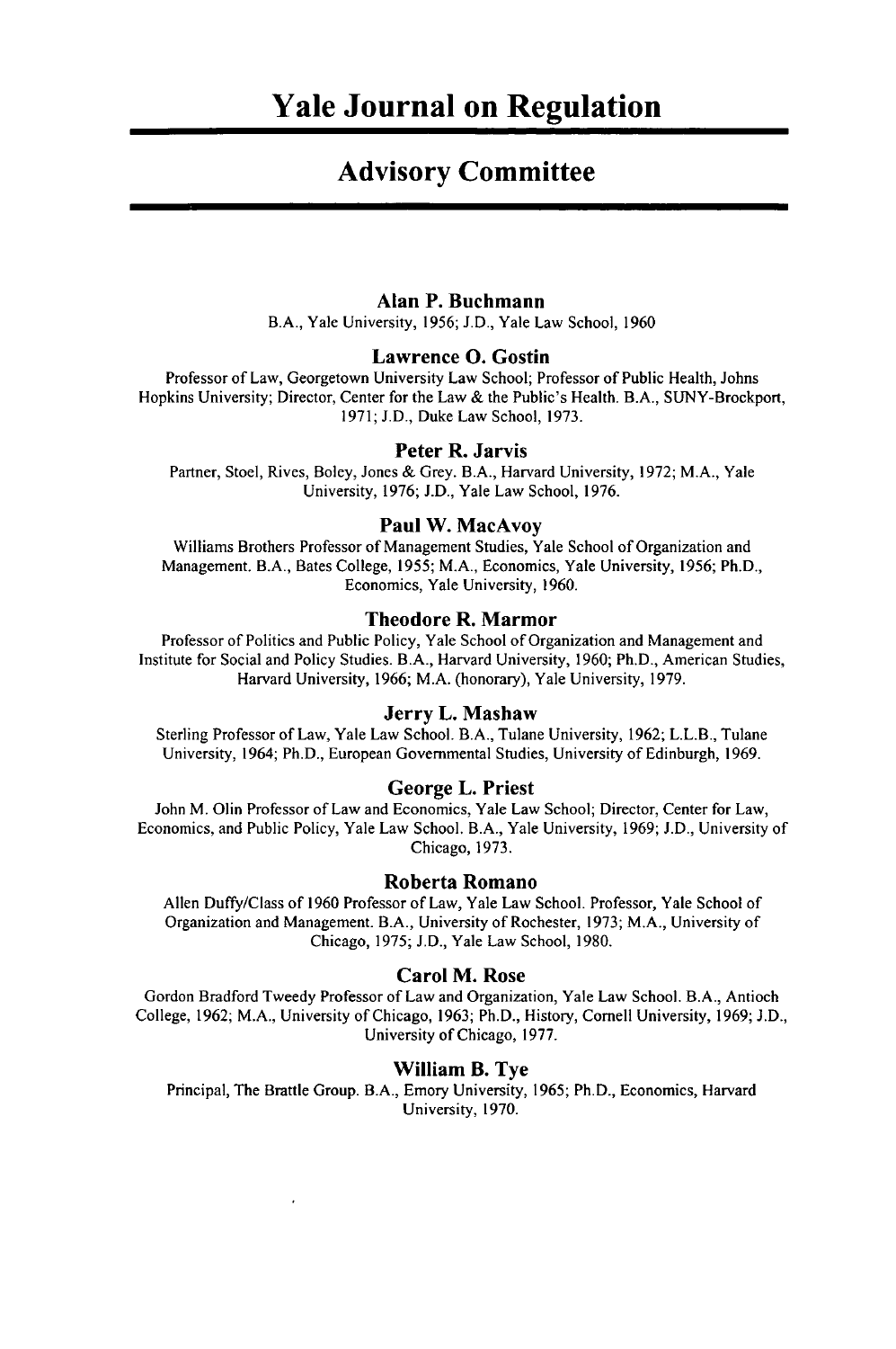# Yale Journal on Regulation

## Advisory Committee

### Alan P. Buchmann

B.A., Yale University, 1956; J.D., Yale Law School, 1960

### Lawrence O. Gostin

Professor of Law, Georgetown University Law School; Professor of Public Health, Johns Hopkins University; Director, Center for the Law & the Public's Health. B.A., SUNY-Brockport, 1971; J.D., Duke Law School, 1973.

### Peter R. Jarvis

Partner, Stoel, Rives, Boley, Jones & Grey. B.A., Harvard University, 1972; M.A., Yale University, 1976; J.D., Yale Law School, 1976.

### Paul W. MacAvoy

Williams Brothers Professor of Management Studies, Yale School of Organization and Management. B.A., Bates College, 1955; M.A., Economics, Yale University, 1956; Ph.D., Economics, Yale University, 1960.

### Theodore R. Marmor

Professor of Politics and Public Policy, Yale School of Organization and Management and Institute for Social and Policy Studies. B.A., Harvard University, 1960; Ph.D., American Studies, Harvard University, 1966; M.A. (honorary), Yale University, 1979.

### Jerry L. Mashaw

Sterling Professor of Law, Yale Law School. B.A., Tulane University, 1962; L.L.B., Tulane University, 1964; Ph.D., European Governmental Studies, University of Edinburgh, 1969.

### George L. Priest

John M. Olin Professor of Law and Economics, Yale Law School; Director, Center for Law, Economics, and Public Policy, Yale Law School. B.A., Yale University, 1969; J.D., University of Chicago, 1973.

### Roberta Romano

Allen Duffy/Class of 1960 Professor of Law, Yale Law School. Professor, Yale School of Organization and Management. B.A., University of Rochester, 1973; M.A., University of Chicago, 1975; J.D., Yale Law School, 1980.

### Carol M. Rose

Gordon Bradford Tweedy Professor of Law and Organization, Yale Law School. B.A., Antioch College, 1962; M.A., University of Chicago, 1963; Ph.D., History, Cornell University, 1969; J.D., University of Chicago, 1977.

### William B. Tye

Principal, The Brattle Group. B.A., Emory University, 1965; Ph.D., Economics, Harvard University, 1970.